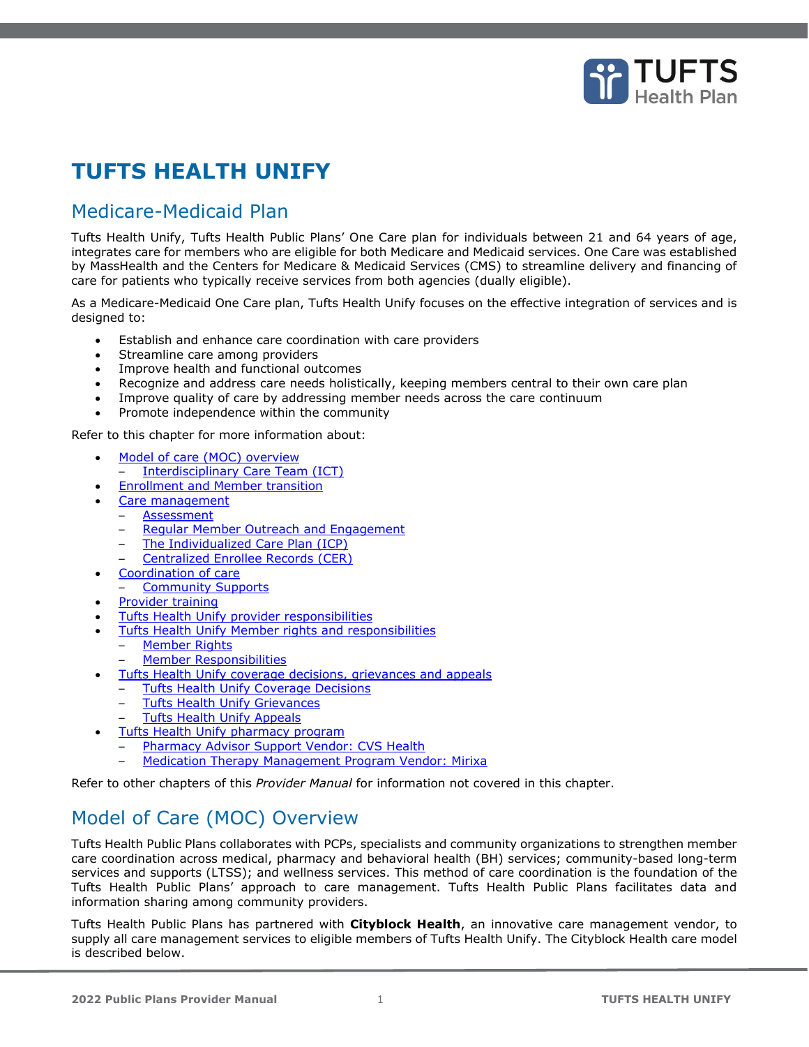# TUFTS HEALTH UNIFY

## Medicare-Medicaid Plan

Tufts Health Unify, Tufts Health Public Plans' One Care plan for individuals between 21 and 64 years of age, integrates care for members who are eligible for both Medicare and Medicaid services. One Care was established by MassHealth and the Centers for Medicare & Medicaid Services (CMS) to streamline delivery and financing of care for patients who typically receive services from both agencies (dually eligible).

As a Medicare-Medicaid One Care plan, Tufts Health Unify focuses on the effective integration of services and is designed to:

- Establish and enhance care coordination with care providers
- Streamline care among providers
- Improve health and functional outcomes
- Recognize and address care needs holistically, keeping members central to their own care plan
- Improve quality of care by addressing member needs across the care continuum
- Promote independence within the community

Refer to this chapter for more information about:

- Model of care (MOC) overview
  - Interdisciplinary Care Team (ICT)
- Enrollment and Member transition
- Care management
  - Assessment
  - Regular Member Outreach and Engagement
  - The Individualized Care Plan (ICP)
  - Centralized Enrollee Records (CER)
- Coordination of care
  - Community Supports
- Provider training
- Tufts Health Unify provider responsibilities
- Tufts Health Unify Member rights and responsibilities
  - Member Rights
  - Member Responsibilities
- Tufts Health Unify coverage decisions, grievances and appeals
  - Tufts Health Unify Coverage Decisions
  - Tufts Health Unify Grievances
  - Tufts Health Unify Appeals
- Tufts Health Unify pharmacy program
  - Pharmacy Advisor Support Vendor: CVS Health
  - Medication Therapy Management Program Vendor: Mirixa

Refer to other chapters of this *Provider Manual* for information not covered in this chapter.

## Model of Care (MOC) Overview

Tufts Health Public Plans collaborates with PCPs, specialists and community organizations to strengthen member care coordination across medical, pharmacy and behavioral health (BH) services; community-based long-term services and supports (LTSS); and wellness services. This method of care coordination is the foundation of the Tufts Health Public Plans' approach to care management. Tufts Health Public Plans facilitates data and information sharing among community providers.

Tufts Health Public Plans has partnered with **Cityblock Health**, an innovative care management vendor, to supply all care management services to eligible members of Tufts Health Unify. The Cityblock Health care model is described below.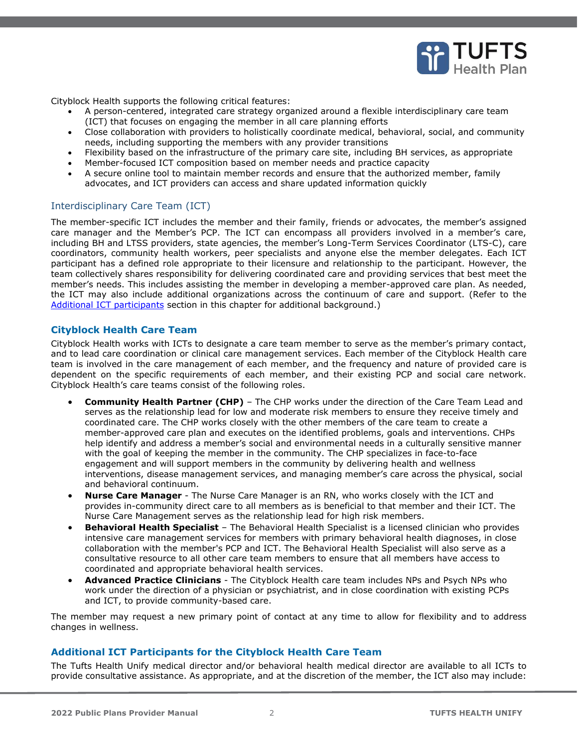Cityblock Health supports the following critical features:

- A person-centered, integrated care strategy organized around a flexible interdisciplinary care team (ICT) that focuses on engaging the member in all care planning efforts
- Close collaboration with providers to holistically coordinate medical, behavioral, social, and community needs, including supporting the members with any provider transitions
- Flexibility based on the infrastructure of the primary care site, including BH services, as appropriate
- Member-focused ICT composition based on member needs and practice capacity
- A secure online tool to maintain member records and ensure that the authorized member, family advocates, and ICT providers can access and share updated information quickly

## Interdisciplinary Care Team (ICT)

The member-specific ICT includes the member and their family, friends or advocates, the member's assigned care manager and the Member's PCP. The ICT can encompass all providers involved in a member's care, including BH and LTSS providers, state agencies, the member's Long-Term Services Coordinator (LTS-C), care coordinators, community health workers, peer specialists and anyone else the member delegates. Each ICT participant has a defined role appropriate to their licensure and relationship to the participant. However, the team collectively shares responsibility for delivering coordinated care and providing services that best meet the member's needs. This includes assisting the member in developing a member-approved care plan. As needed, the ICT may also include additional organizations across the continuum of care and support. (Refer to the Additional ICT participants section in this chapter for additional background.)

### Cityblock Health Care Team

Cityblock Health works with ICTs to designate a care team member to serve as the member's primary contact, and to lead care coordination or clinical care management services. Each member of the Cityblock Health care team is involved in the care management of each member, and the frequency and nature of provided care is dependent on the specific requirements of each member, and their existing PCP and social care network. Cityblock Health's care teams consist of the following roles.

- **Community Health Partner (CHP)** – The CHP works under the direction of the Care Team Lead and serves as the relationship lead for low and moderate risk members to ensure they receive timely and coordinated care. The CHP works closely with the other members of the care team to create a member-approved care plan and executes on the identified problems, goals and interventions. CHPs help identify and address a member's social and environmental needs in a culturally sensitive manner with the goal of keeping the member in the community. The CHP specializes in face-to-face engagement and will support members in the community by delivering health and wellness interventions, disease management services, and managing member's care across the physical, social and behavioral continuum.
- **Nurse Care Manager** - The Nurse Care Manager is an RN, who works closely with the ICT and provides in-community direct care to all members as is beneficial to that member and their ICT. The Nurse Care Management serves as the relationship lead for high risk members.
- **Behavioral Health Specialist** – The Behavioral Health Specialist is a licensed clinician who provides intensive care management services for members with primary behavioral health diagnoses, in close collaboration with the member's PCP and ICT. The Behavioral Health Specialist will also serve as a consultative resource to all other care team members to ensure that all members have access to coordinated and appropriate behavioral health services.
- **Advanced Practice Clinicians** - The Cityblock Health care team includes NPs and Psych NPs who work under the direction of a physician or psychiatrist, and in close coordination with existing PCPs and ICT, to provide community-based care.

The member may request a new primary point of contact at any time to allow for flexibility and to address changes in wellness.

### Additional ICT Participants for the Cityblock Health Care Team

The Tufts Health Unify medical director and/or behavioral health medical director are available to all ICTs to provide consultative assistance. As appropriate, and at the discretion of the member, the ICT also may include: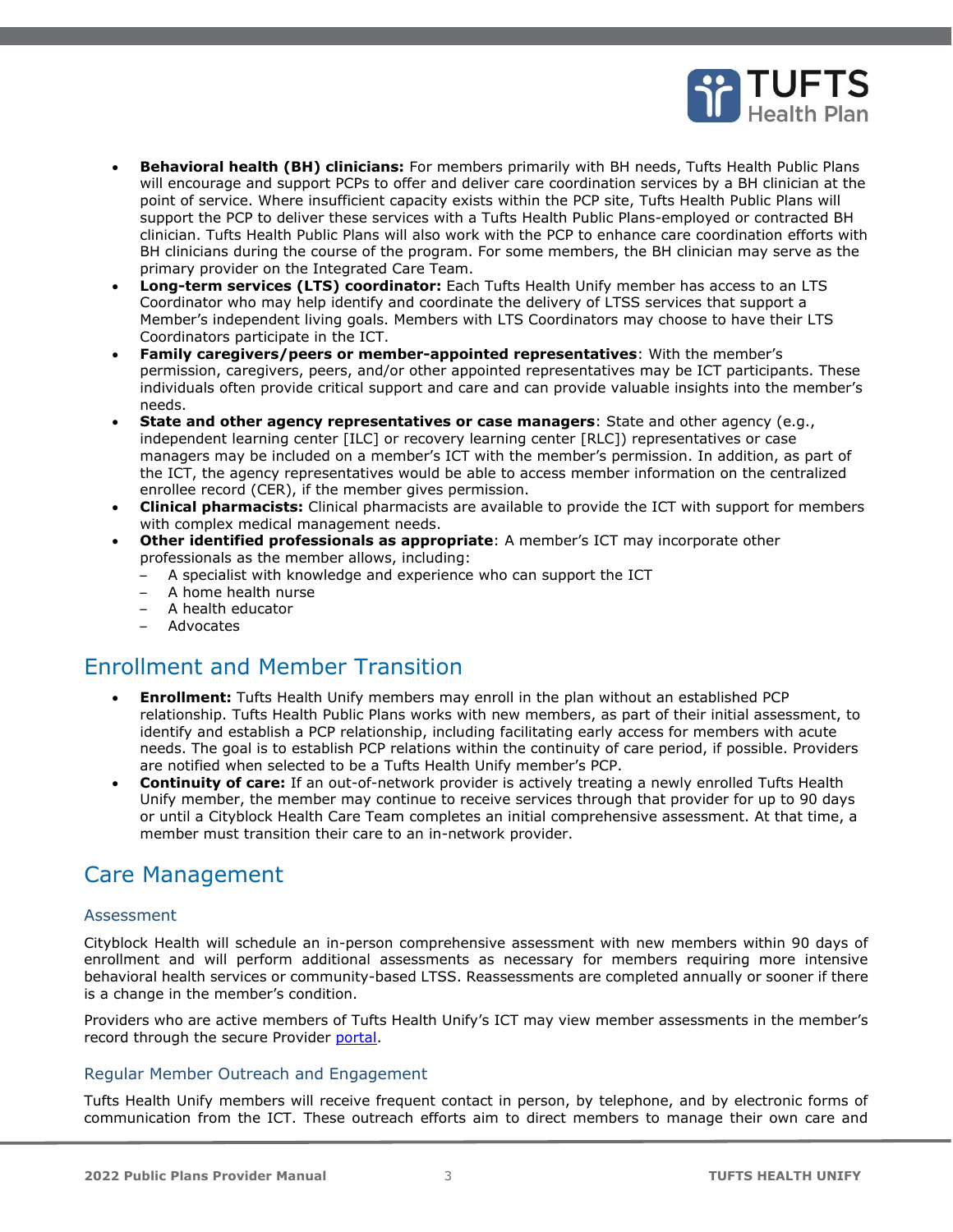- **Behavioral health (BH) clinicians:** For members primarily with BH needs, Tufts Health Public Plans will encourage and support PCPs to offer and deliver care coordination services by a BH clinician at the point of service. Where insufficient capacity exists within the PCP site, Tufts Health Public Plans will support the PCP to deliver these services with a Tufts Health Public Plans-employed or contracted BH clinician. Tufts Health Public Plans will also work with the PCP to enhance care coordination efforts with BH clinicians during the course of the program. For some members, the BH clinician may serve as the primary provider on the Integrated Care Team.
- **Long-term services (LTS) coordinator:** Each Tufts Health Unify member has access to an LTS Coordinator who may help identify and coordinate the delivery of LTSS services that support a Member's independent living goals. Members with LTS Coordinators may choose to have their LTS Coordinators participate in the ICT.
- **Family caregivers/peers or member-appointed representatives**: With the member's permission, caregivers, peers, and/or other appointed representatives may be ICT participants. These individuals often provide critical support and care and can provide valuable insights into the member's needs.
- **State and other agency representatives or case managers**: State and other agency (e.g., independent learning center [ILC] or recovery learning center [RLC]) representatives or case managers may be included on a member's ICT with the member's permission. In addition, as part of the ICT, the agency representatives would be able to access member information on the centralized enrollee record (CER), if the member gives permission.
- **Clinical pharmacists:** Clinical pharmacists are available to provide the ICT with support for members with complex medical management needs.
- **Other identified professionals as appropriate**: A member's ICT may incorporate other professionals as the member allows, including:
  - A specialist with knowledge and experience who can support the ICT
  - A home health nurse
  - A health educator
  - Advocates

## Enrollment and Member Transition

- **Enrollment:** Tufts Health Unify members may enroll in the plan without an established PCP relationship. Tufts Health Public Plans works with new members, as part of their initial assessment, to identify and establish a PCP relationship, including facilitating early access for members with acute needs. The goal is to establish PCP relations within the continuity of care period, if possible. Providers are notified when selected to be a Tufts Health Unify member's PCP.
- **Continuity of care:** If an out-of-network provider is actively treating a newly enrolled Tufts Health Unify member, the member may continue to receive services through that provider for up to 90 days or until a Cityblock Health Care Team completes an initial comprehensive assessment. At that time, a member must transition their care to an in-network provider.

## Care Management

### Assessment

Cityblock Health will schedule an in-person comprehensive assessment with new members within 90 days of enrollment and will perform additional assessments as necessary for members requiring more intensive behavioral health services or community-based LTSS. Reassessments are completed annually or sooner if there is a change in the member's condition.

Providers who are active members of Tufts Health Unify's ICT may view member assessments in the member's record through the secure Provider portal.

### Regular Member Outreach and Engagement

Tufts Health Unify members will receive frequent contact in person, by telephone, and by electronic forms of communication from the ICT. These outreach efforts aim to direct members to manage their own care and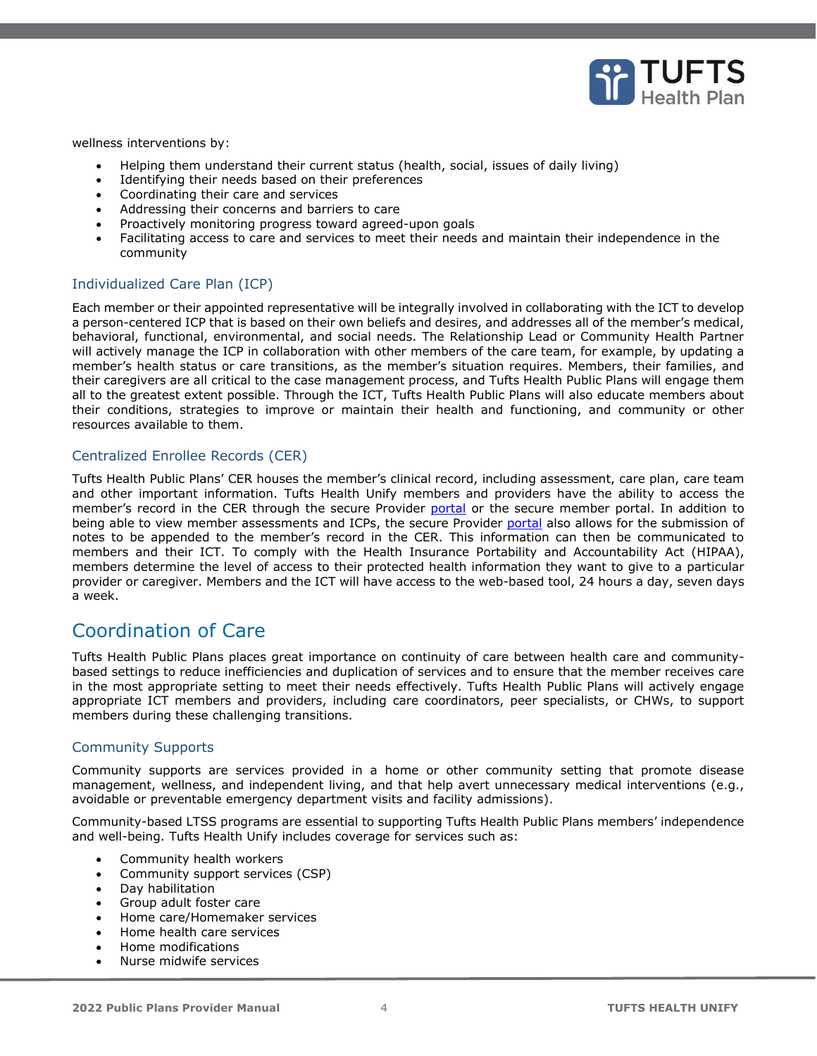wellness interventions by:

- Helping them understand their current status (health, social, issues of daily living)
- Identifying their needs based on their preferences
- Coordinating their care and services
- Addressing their concerns and barriers to care
- Proactively monitoring progress toward agreed-upon goals
- Facilitating access to care and services to meet their needs and maintain their independence in the community

### Individualized Care Plan (ICP)

Each member or their appointed representative will be integrally involved in collaborating with the ICT to develop a person-centered ICP that is based on their own beliefs and desires, and addresses all of the member's medical, behavioral, functional, environmental, and social needs. The Relationship Lead or Community Health Partner will actively manage the ICP in collaboration with other members of the care team, for example, by updating a member's health status or care transitions, as the member's situation requires. Members, their families, and their caregivers are all critical to the case management process, and Tufts Health Public Plans will engage them all to the greatest extent possible. Through the ICT, Tufts Health Public Plans will also educate members about their conditions, strategies to improve or maintain their health and functioning, and community or other resources available to them.

### Centralized Enrollee Records (CER)

Tufts Health Public Plans' CER houses the member's clinical record, including assessment, care plan, care team and other important information. Tufts Health Unify members and providers have the ability to access the member's record in the CER through the secure Provider portal or the secure member portal. In addition to being able to view member assessments and ICPs, the secure Provider portal also allows for the submission of notes to be appended to the member's record in the CER. This information can then be communicated to members and their ICT. To comply with the Health Insurance Portability and Accountability Act (HIPAA), members determine the level of access to their protected health information they want to give to a particular provider or caregiver. Members and the ICT will have access to the web-based tool, 24 hours a day, seven days a week.

## Coordination of Care

Tufts Health Public Plans places great importance on continuity of care between health care and community-based settings to reduce inefficiencies and duplication of services and to ensure that the member receives care in the most appropriate setting to meet their needs effectively. Tufts Health Public Plans will actively engage appropriate ICT members and providers, including care coordinators, peer specialists, or CHWs, to support members during these challenging transitions.

### Community Supports

Community supports are services provided in a home or other community setting that promote disease management, wellness, and independent living, and that help avert unnecessary medical interventions (e.g., avoidable or preventable emergency department visits and facility admissions).

Community-based LTSS programs are essential to supporting Tufts Health Public Plans members' independence and well-being. Tufts Health Unify includes coverage for services such as:

- Community health workers
- Community support services (CSP)
- Day habilitation
- Group adult foster care
- Home care/Homemaker services
- Home health care services
- Home modifications
- Nurse midwife services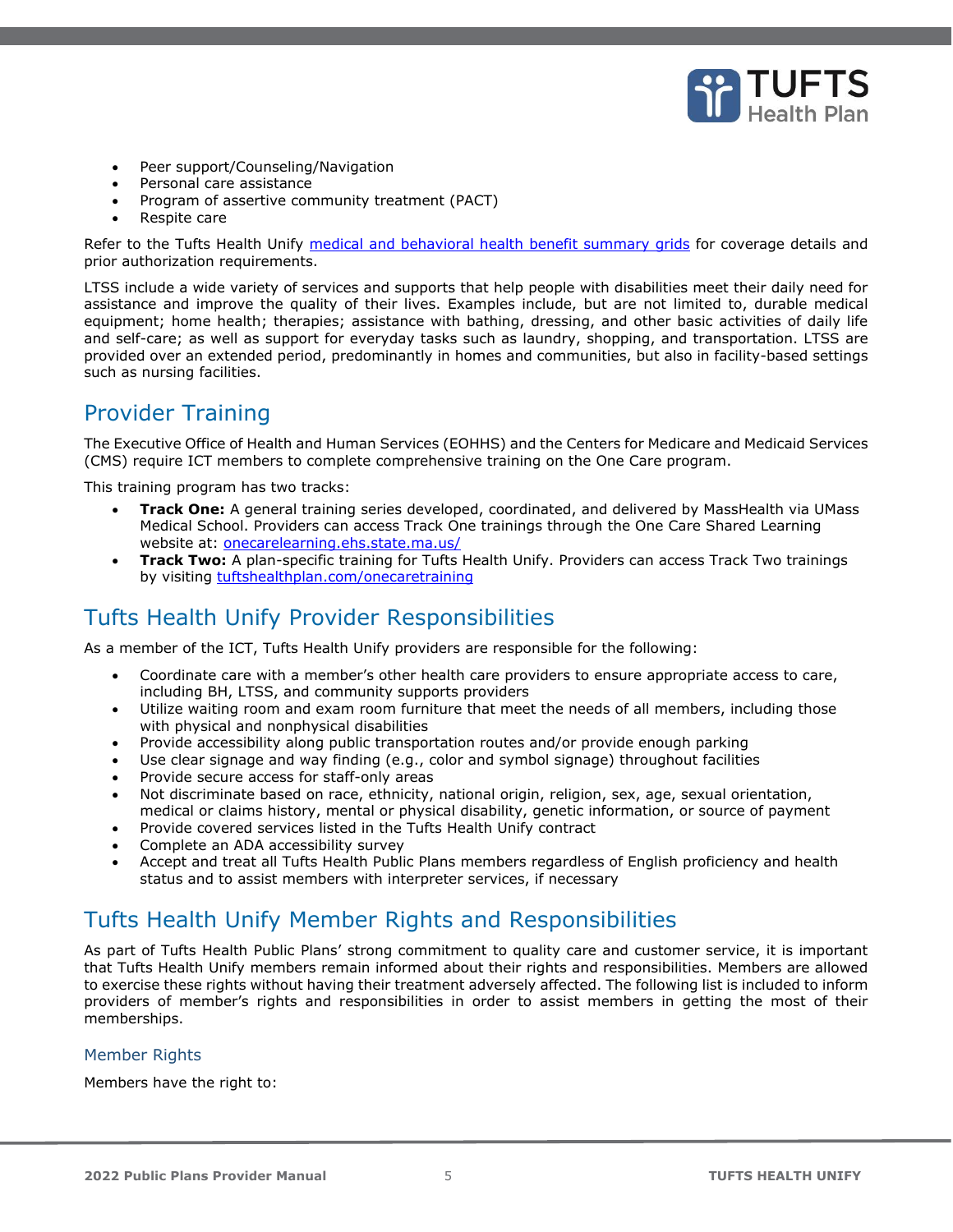- Peer support/Counseling/Navigation
- Personal care assistance
- Program of assertive community treatment (PACT)
- Respite care

Refer to the Tufts Health Unify [medical and behavioral health benefit summary grids]() for coverage details and prior authorization requirements.

LTSS include a wide variety of services and supports that help people with disabilities meet their daily need for assistance and improve the quality of their lives. Examples include, but are not limited to, durable medical equipment; home health; therapies; assistance with bathing, dressing, and other basic activities of daily life and self-care; as well as support for everyday tasks such as laundry, shopping, and transportation. LTSS are provided over an extended period, predominantly in homes and communities, but also in facility-based settings such as nursing facilities.

## Provider Training

The Executive Office of Health and Human Services (EOHHS) and the Centers for Medicare and Medicaid Services (CMS) require ICT members to complete comprehensive training on the One Care program.

This training program has two tracks:

- **Track One:** A general training series developed, coordinated, and delivered by MassHealth via UMass Medical School. Providers can access Track One trainings through the One Care Shared Learning website at: onecarelearning.ehs.state.ma.us/
- **Track Two:** A plan-specific training for Tufts Health Unify. Providers can access Track Two trainings by visiting tuftshealthplan.com/onecaretraining

## Tufts Health Unify Provider Responsibilities

As a member of the ICT, Tufts Health Unify providers are responsible for the following:

- Coordinate care with a member's other health care providers to ensure appropriate access to care, including BH, LTSS, and community supports providers
- Utilize waiting room and exam room furniture that meet the needs of all members, including those with physical and nonphysical disabilities
- Provide accessibility along public transportation routes and/or provide enough parking
- Use clear signage and way finding (e.g., color and symbol signage) throughout facilities
- Provide secure access for staff-only areas
- Not discriminate based on race, ethnicity, national origin, religion, sex, age, sexual orientation, medical or claims history, mental or physical disability, genetic information, or source of payment
- Provide covered services listed in the Tufts Health Unify contract
- Complete an ADA accessibility survey
- Accept and treat all Tufts Health Public Plans members regardless of English proficiency and health status and to assist members with interpreter services, if necessary

## Tufts Health Unify Member Rights and Responsibilities

As part of Tufts Health Public Plans' strong commitment to quality care and customer service, it is important that Tufts Health Unify members remain informed about their rights and responsibilities. Members are allowed to exercise these rights without having their treatment adversely affected. The following list is included to inform providers of member's rights and responsibilities in order to assist members in getting the most of their memberships.

### Member Rights

Members have the right to: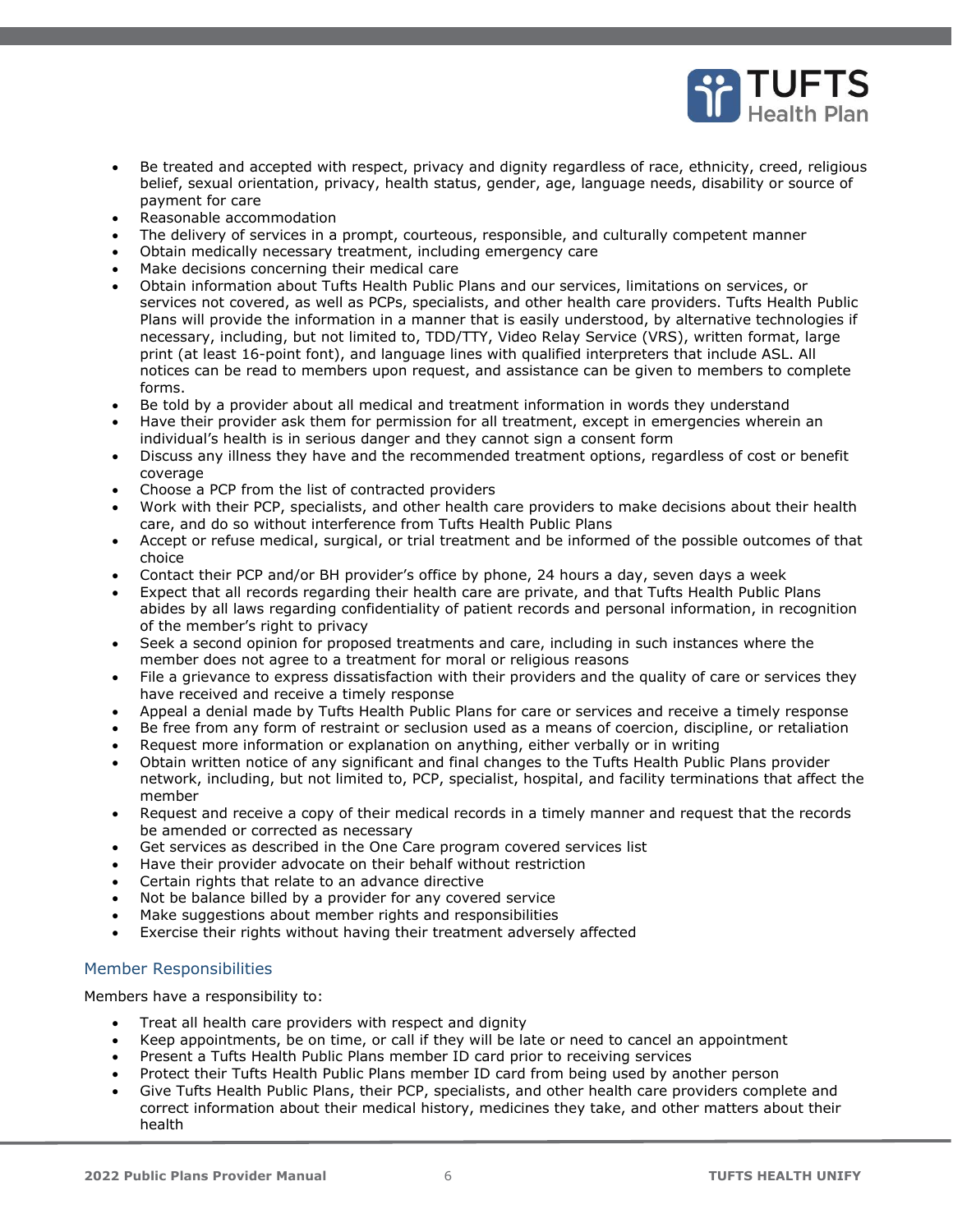- Be treated and accepted with respect, privacy and dignity regardless of race, ethnicity, creed, religious belief, sexual orientation, privacy, health status, gender, age, language needs, disability or source of payment for care
- Reasonable accommodation
- The delivery of services in a prompt, courteous, responsible, and culturally competent manner
- Obtain medically necessary treatment, including emergency care
- Make decisions concerning their medical care
- Obtain information about Tufts Health Public Plans and our services, limitations on services, or services not covered, as well as PCPs, specialists, and other health care providers. Tufts Health Public Plans will provide the information in a manner that is easily understood, by alternative technologies if necessary, including, but not limited to, TDD/TTY, Video Relay Service (VRS), written format, large print (at least 16-point font), and language lines with qualified interpreters that include ASL. All notices can be read to members upon request, and assistance can be given to members to complete forms.
- Be told by a provider about all medical and treatment information in words they understand
- Have their provider ask them for permission for all treatment, except in emergencies wherein an individual's health is in serious danger and they cannot sign a consent form
- Discuss any illness they have and the recommended treatment options, regardless of cost or benefit coverage
- Choose a PCP from the list of contracted providers
- Work with their PCP, specialists, and other health care providers to make decisions about their health care, and do so without interference from Tufts Health Public Plans
- Accept or refuse medical, surgical, or trial treatment and be informed of the possible outcomes of that choice
- Contact their PCP and/or BH provider's office by phone, 24 hours a day, seven days a week
- Expect that all records regarding their health care are private, and that Tufts Health Public Plans abides by all laws regarding confidentiality of patient records and personal information, in recognition of the member's right to privacy
- Seek a second opinion for proposed treatments and care, including in such instances where the member does not agree to a treatment for moral or religious reasons
- File a grievance to express dissatisfaction with their providers and the quality of care or services they have received and receive a timely response
- Appeal a denial made by Tufts Health Public Plans for care or services and receive a timely response
- Be free from any form of restraint or seclusion used as a means of coercion, discipline, or retaliation
- Request more information or explanation on anything, either verbally or in writing
- Obtain written notice of any significant and final changes to the Tufts Health Public Plans provider network, including, but not limited to, PCP, specialist, hospital, and facility terminations that affect the member
- Request and receive a copy of their medical records in a timely manner and request that the records be amended or corrected as necessary
- Get services as described in the One Care program covered services list
- Have their provider advocate on their behalf without restriction
- Certain rights that relate to an advance directive
- Not be balance billed by a provider for any covered service
- Make suggestions about member rights and responsibilities
- Exercise their rights without having their treatment adversely affected

### Member Responsibilities

Members have a responsibility to:

- Treat all health care providers with respect and dignity
- Keep appointments, be on time, or call if they will be late or need to cancel an appointment
- Present a Tufts Health Public Plans member ID card prior to receiving services
- Protect their Tufts Health Public Plans member ID card from being used by another person
- Give Tufts Health Public Plans, their PCP, specialists, and other health care providers complete and correct information about their medical history, medicines they take, and other matters about their health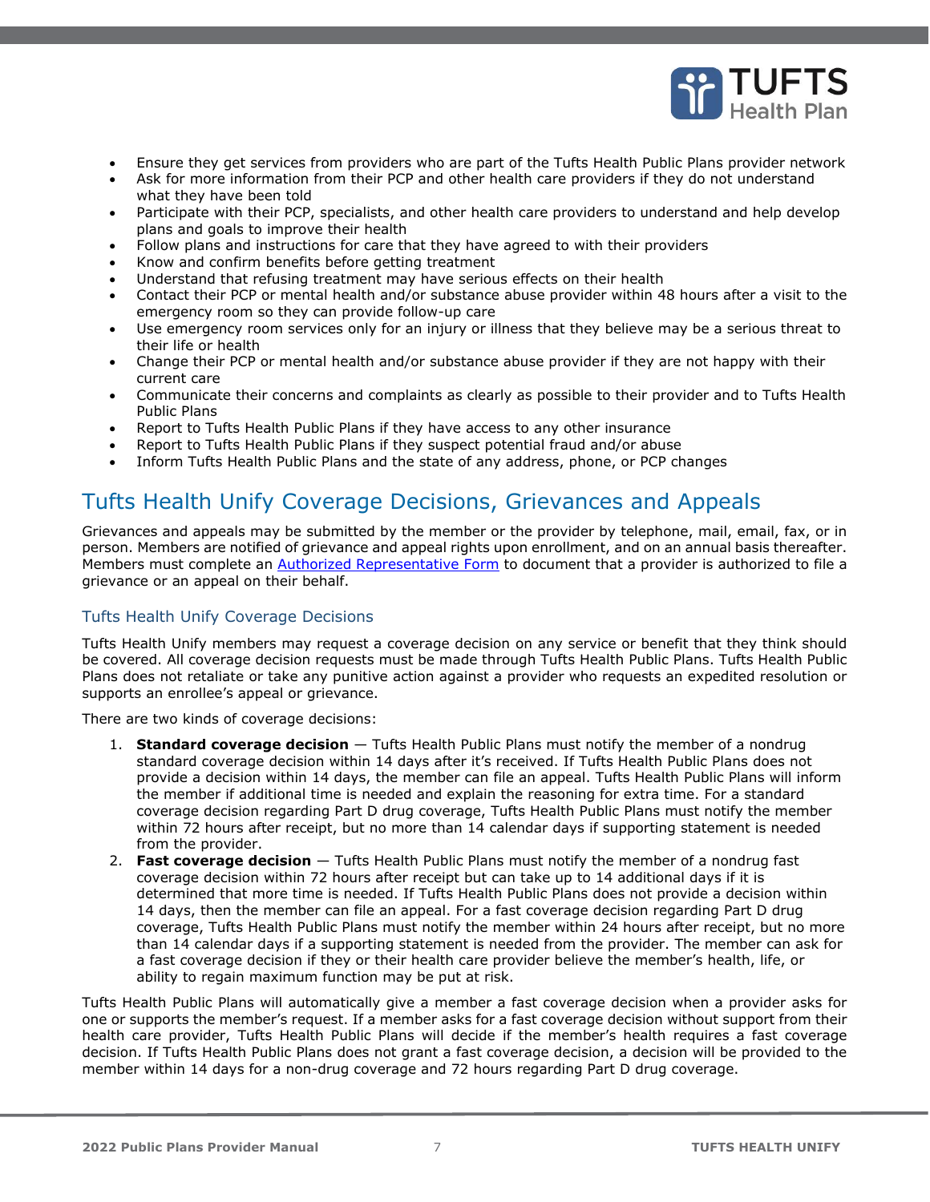- Ensure they get services from providers who are part of the Tufts Health Public Plans provider network
- Ask for more information from their PCP and other health care providers if they do not understand what they have been told
- Participate with their PCP, specialists, and other health care providers to understand and help develop plans and goals to improve their health
- Follow plans and instructions for care that they have agreed to with their providers
- Know and confirm benefits before getting treatment
- Understand that refusing treatment may have serious effects on their health
- Contact their PCP or mental health and/or substance abuse provider within 48 hours after a visit to the emergency room so they can provide follow-up care
- Use emergency room services only for an injury or illness that they believe may be a serious threat to their life or health
- Change their PCP or mental health and/or substance abuse provider if they are not happy with their current care
- Communicate their concerns and complaints as clearly as possible to their provider and to Tufts Health Public Plans
- Report to Tufts Health Public Plans if they have access to any other insurance
- Report to Tufts Health Public Plans if they suspect potential fraud and/or abuse
- Inform Tufts Health Public Plans and the state of any address, phone, or PCP changes

## Tufts Health Unify Coverage Decisions, Grievances and Appeals

Grievances and appeals may be submitted by the member or the provider by telephone, mail, email, fax, or in person. Members are notified of grievance and appeal rights upon enrollment, and on an annual basis thereafter. Members must complete an [Authorized Representative Form] to document that a provider is authorized to file a grievance or an appeal on their behalf.

### Tufts Health Unify Coverage Decisions

Tufts Health Unify members may request a coverage decision on any service or benefit that they think should be covered. All coverage decision requests must be made through Tufts Health Public Plans. Tufts Health Public Plans does not retaliate or take any punitive action against a provider who requests an expedited resolution or supports an enrollee's appeal or grievance.

There are two kinds of coverage decisions:

1. **Standard coverage decision** — Tufts Health Public Plans must notify the member of a nondrug standard coverage decision within 14 days after it's received. If Tufts Health Public Plans does not provide a decision within 14 days, the member can file an appeal. Tufts Health Public Plans will inform the member if additional time is needed and explain the reasoning for extra time. For a standard coverage decision regarding Part D drug coverage, Tufts Health Public Plans must notify the member within 72 hours after receipt, but no more than 14 calendar days if supporting statement is needed from the provider.
2. **Fast coverage decision** — Tufts Health Public Plans must notify the member of a nondrug fast coverage decision within 72 hours after receipt but can take up to 14 additional days if it is determined that more time is needed. If Tufts Health Public Plans does not provide a decision within 14 days, then the member can file an appeal. For a fast coverage decision regarding Part D drug coverage, Tufts Health Public Plans must notify the member within 24 hours after receipt, but no more than 14 calendar days if a supporting statement is needed from the provider. The member can ask for a fast coverage decision if they or their health care provider believe the member's health, life, or ability to regain maximum function may be put at risk.

Tufts Health Public Plans will automatically give a member a fast coverage decision when a provider asks for one or supports the member's request. If a member asks for a fast coverage decision without support from their health care provider, Tufts Health Public Plans will decide if the member's health requires a fast coverage decision. If Tufts Health Public Plans does not grant a fast coverage decision, a decision will be provided to the member within 14 days for a non-drug coverage and 72 hours regarding Part D drug coverage.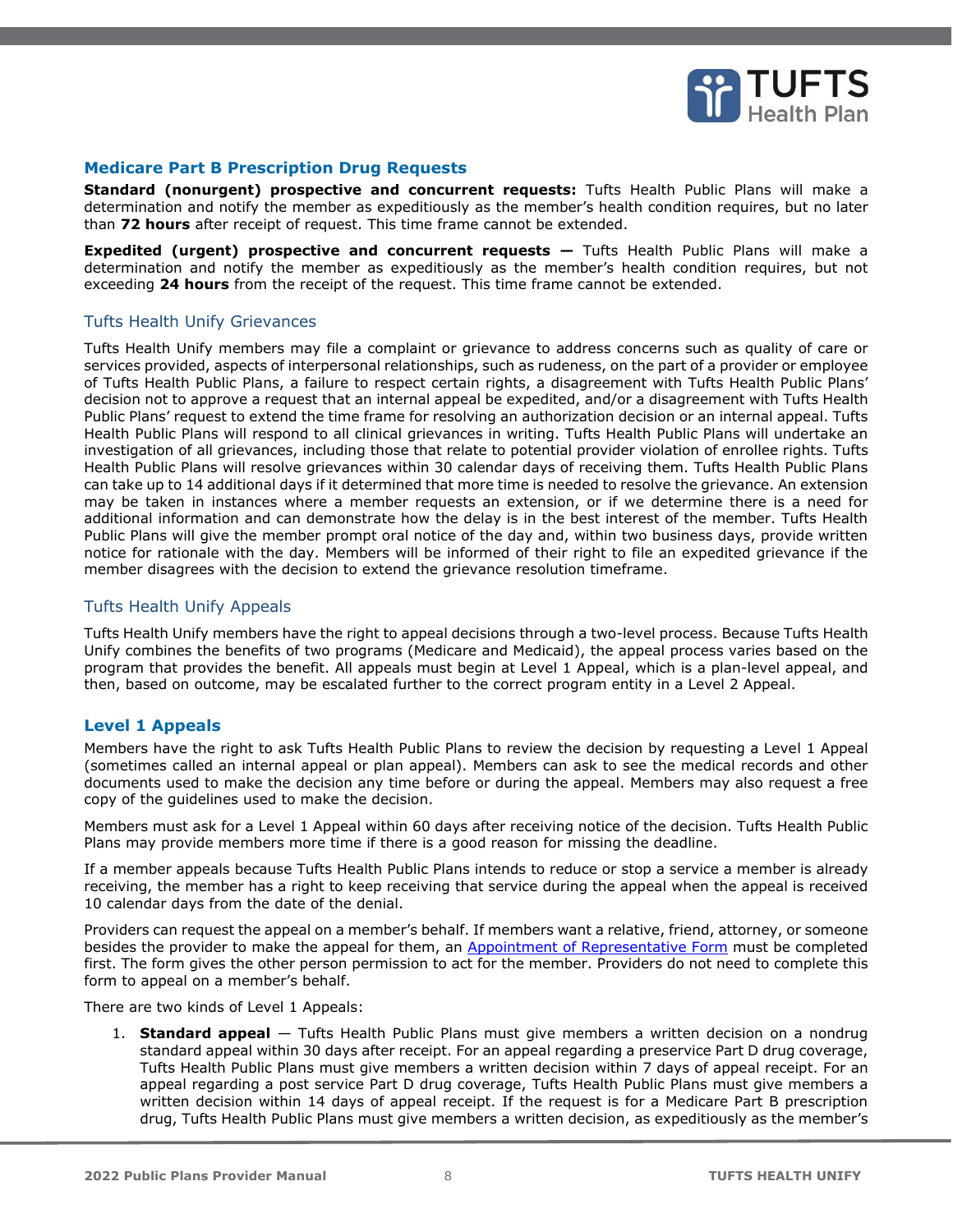### Medicare Part B Prescription Drug Requests

**Standard (nonurgent) prospective and concurrent requests:** Tufts Health Public Plans will make a determination and notify the member as expeditiously as the member's health condition requires, but no later than **72 hours** after receipt of request. This time frame cannot be extended.

**Expedited (urgent) prospective and concurrent requests —** Tufts Health Public Plans will make a determination and notify the member as expeditiously as the member's health condition requires, but not exceeding **24 hours** from the receipt of the request. This time frame cannot be extended.

## Tufts Health Unify Grievances

Tufts Health Unify members may file a complaint or grievance to address concerns such as quality of care or services provided, aspects of interpersonal relationships, such as rudeness, on the part of a provider or employee of Tufts Health Public Plans, a failure to respect certain rights, a disagreement with Tufts Health Public Plans' decision not to approve a request that an internal appeal be expedited, and/or a disagreement with Tufts Health Public Plans' request to extend the time frame for resolving an authorization decision or an internal appeal. Tufts Health Public Plans will respond to all clinical grievances in writing. Tufts Health Public Plans will undertake an investigation of all grievances, including those that relate to potential provider violation of enrollee rights. Tufts Health Public Plans will resolve grievances within 30 calendar days of receiving them. Tufts Health Public Plans can take up to 14 additional days if it determined that more time is needed to resolve the grievance. An extension may be taken in instances where a member requests an extension, or if we determine there is a need for additional information and can demonstrate how the delay is in the best interest of the member. Tufts Health Public Plans will give the member prompt oral notice of the day and, within two business days, provide written notice for rationale with the day. Members will be informed of their right to file an expedited grievance if the member disagrees with the decision to extend the grievance resolution timeframe.

## Tufts Health Unify Appeals

Tufts Health Unify members have the right to appeal decisions through a two-level process. Because Tufts Health Unify combines the benefits of two programs (Medicare and Medicaid), the appeal process varies based on the program that provides the benefit. All appeals must begin at Level 1 Appeal, which is a plan-level appeal, and then, based on outcome, may be escalated further to the correct program entity in a Level 2 Appeal.

### Level 1 Appeals

Members have the right to ask Tufts Health Public Plans to review the decision by requesting a Level 1 Appeal (sometimes called an internal appeal or plan appeal). Members can ask to see the medical records and other documents used to make the decision any time before or during the appeal. Members may also request a free copy of the guidelines used to make the decision.

Members must ask for a Level 1 Appeal within 60 days after receiving notice of the decision. Tufts Health Public Plans may provide members more time if there is a good reason for missing the deadline.

If a member appeals because Tufts Health Public Plans intends to reduce or stop a service a member is already receiving, the member has a right to keep receiving that service during the appeal when the appeal is received 10 calendar days from the date of the denial.

Providers can request the appeal on a member's behalf. If members want a relative, friend, attorney, or someone besides the provider to make the appeal for them, an [Appointment of Representative Form]() must be completed first. The form gives the other person permission to act for the member. Providers do not need to complete this form to appeal on a member's behalf.

There are two kinds of Level 1 Appeals:

1. **Standard appeal** — Tufts Health Public Plans must give members a written decision on a nondrug standard appeal within 30 days after receipt. For an appeal regarding a preservice Part D drug coverage, Tufts Health Public Plans must give members a written decision within 7 days of appeal receipt. For an appeal regarding a post service Part D drug coverage, Tufts Health Public Plans must give members a written decision within 14 days of appeal receipt. If the request is for a Medicare Part B prescription drug, Tufts Health Public Plans must give members a written decision, as expeditiously as the member's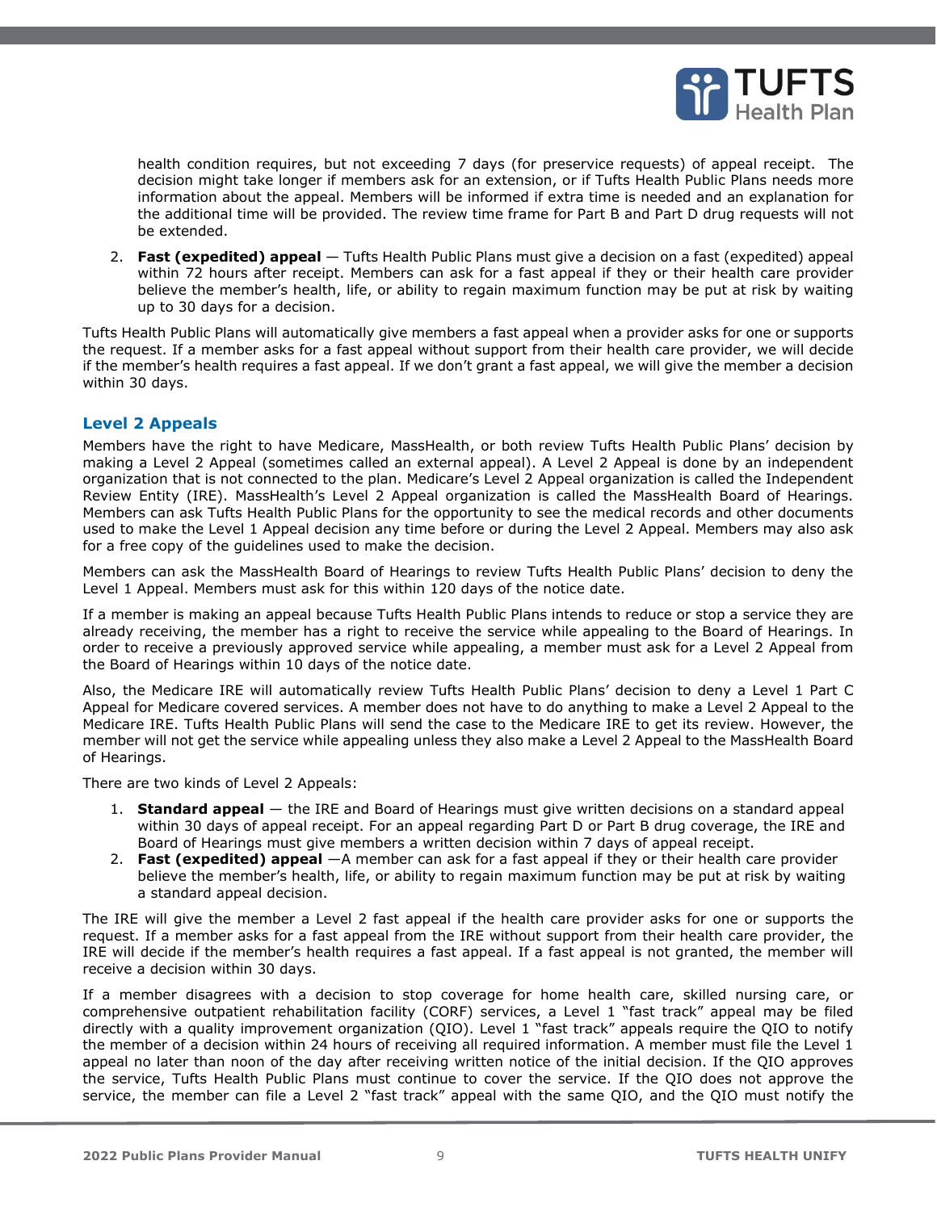health condition requires, but not exceeding 7 days (for preservice requests) of appeal receipt. The decision might take longer if members ask for an extension, or if Tufts Health Public Plans needs more information about the appeal. Members will be informed if extra time is needed and an explanation for the additional time will be provided. The review time frame for Part B and Part D drug requests will not be extended.

2. **Fast (expedited) appeal** — Tufts Health Public Plans must give a decision on a fast (expedited) appeal within 72 hours after receipt. Members can ask for a fast appeal if they or their health care provider believe the member's health, life, or ability to regain maximum function may be put at risk by waiting up to 30 days for a decision.

Tufts Health Public Plans will automatically give members a fast appeal when a provider asks for one or supports the request. If a member asks for a fast appeal without support from their health care provider, we will decide if the member's health requires a fast appeal. If we don't grant a fast appeal, we will give the member a decision within 30 days.

### Level 2 Appeals

Members have the right to have Medicare, MassHealth, or both review Tufts Health Public Plans' decision by making a Level 2 Appeal (sometimes called an external appeal). A Level 2 Appeal is done by an independent organization that is not connected to the plan. Medicare's Level 2 Appeal organization is called the Independent Review Entity (IRE). MassHealth's Level 2 Appeal organization is called the MassHealth Board of Hearings. Members can ask Tufts Health Public Plans for the opportunity to see the medical records and other documents used to make the Level 1 Appeal decision any time before or during the Level 2 Appeal. Members may also ask for a free copy of the guidelines used to make the decision.

Members can ask the MassHealth Board of Hearings to review Tufts Health Public Plans' decision to deny the Level 1 Appeal. Members must ask for this within 120 days of the notice date.

If a member is making an appeal because Tufts Health Public Plans intends to reduce or stop a service they are already receiving, the member has a right to receive the service while appealing to the Board of Hearings. In order to receive a previously approved service while appealing, a member must ask for a Level 2 Appeal from the Board of Hearings within 10 days of the notice date.

Also, the Medicare IRE will automatically review Tufts Health Public Plans' decision to deny a Level 1 Part C Appeal for Medicare covered services. A member does not have to do anything to make a Level 2 Appeal to the Medicare IRE. Tufts Health Public Plans will send the case to the Medicare IRE to get its review. However, the member will not get the service while appealing unless they also make a Level 2 Appeal to the MassHealth Board of Hearings.

There are two kinds of Level 2 Appeals:

1. **Standard appeal** — the IRE and Board of Hearings must give written decisions on a standard appeal within 30 days of appeal receipt. For an appeal regarding Part D or Part B drug coverage, the IRE and Board of Hearings must give members a written decision within 7 days of appeal receipt.
2. **Fast (expedited) appeal** —A member can ask for a fast appeal if they or their health care provider believe the member's health, life, or ability to regain maximum function may be put at risk by waiting a standard appeal decision.

The IRE will give the member a Level 2 fast appeal if the health care provider asks for one or supports the request. If a member asks for a fast appeal from the IRE without support from their health care provider, the IRE will decide if the member's health requires a fast appeal. If a fast appeal is not granted, the member will receive a decision within 30 days.

If a member disagrees with a decision to stop coverage for home health care, skilled nursing care, or comprehensive outpatient rehabilitation facility (CORF) services, a Level 1 "fast track" appeal may be filed directly with a quality improvement organization (QIO). Level 1 "fast track" appeals require the QIO to notify the member of a decision within 24 hours of receiving all required information. A member must file the Level 1 appeal no later than noon of the day after receiving written notice of the initial decision. If the QIO approves the service, Tufts Health Public Plans must continue to cover the service. If the QIO does not approve the service, the member can file a Level 2 "fast track" appeal with the same QIO, and the QIO must notify the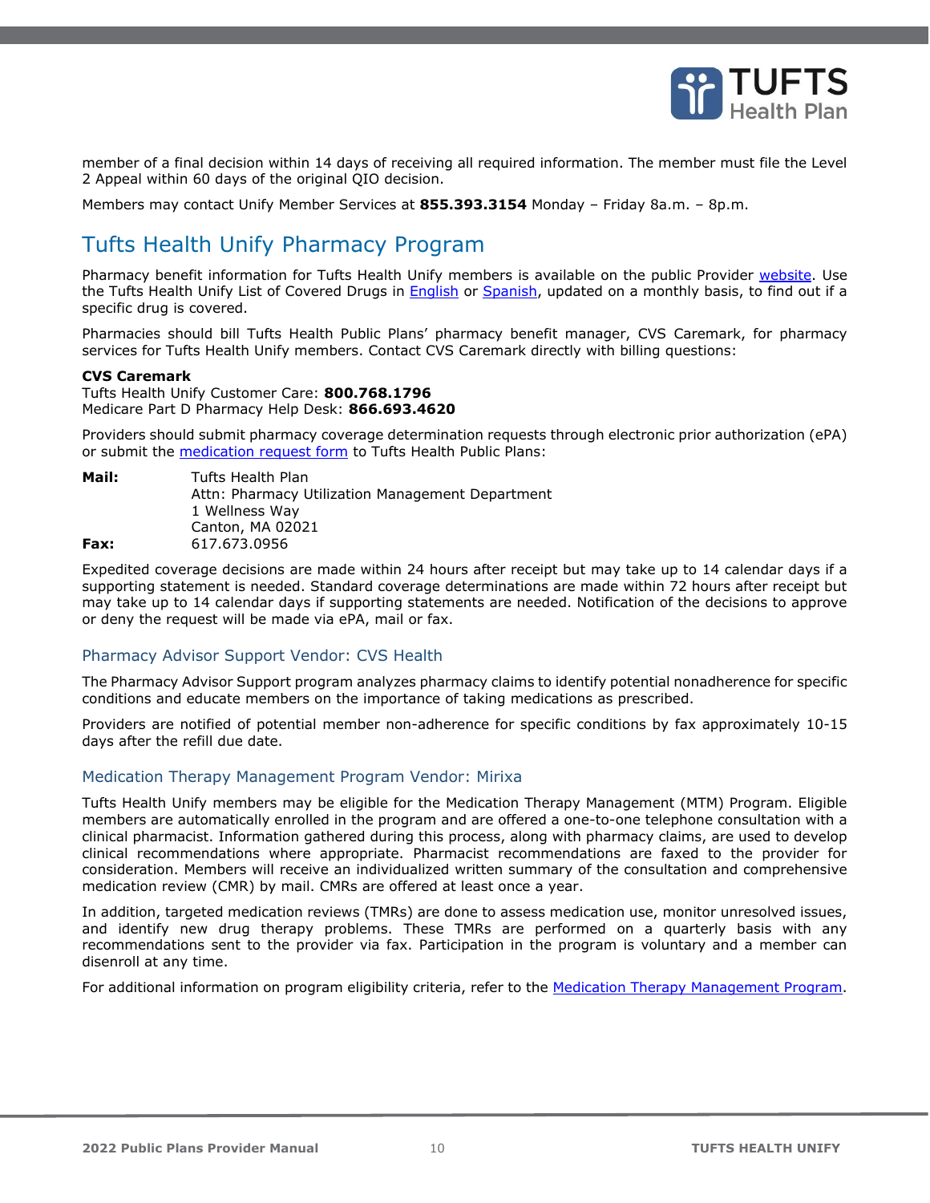member of a final decision within 14 days of receiving all required information. The member must file the Level 2 Appeal within 60 days of the original QIO decision.

Members may contact Unify Member Services at **855.393.3154** Monday – Friday 8a.m. – 8p.m.

## Tufts Health Unify Pharmacy Program

Pharmacy benefit information for Tufts Health Unify members is available on the public Provider website. Use the Tufts Health Unify List of Covered Drugs in English or Spanish, updated on a monthly basis, to find out if a specific drug is covered.

Pharmacies should bill Tufts Health Public Plans' pharmacy benefit manager, CVS Caremark, for pharmacy services for Tufts Health Unify members. Contact CVS Caremark directly with billing questions:

**CVS Caremark**
Tufts Health Unify Customer Care: **800.768.1796**
Medicare Part D Pharmacy Help Desk: **866.693.4620**

Providers should submit pharmacy coverage determination requests through electronic prior authorization (ePA) or submit the medication request form to Tufts Health Public Plans:

**Mail:** Tufts Health Plan
Attn: Pharmacy Utilization Management Department
1 Wellness Way
Canton, MA 02021

**Fax:** 617.673.0956

Expedited coverage decisions are made within 24 hours after receipt but may take up to 14 calendar days if a supporting statement is needed. Standard coverage determinations are made within 72 hours after receipt but may take up to 14 calendar days if supporting statements are needed. Notification of the decisions to approve or deny the request will be made via ePA, mail or fax.

### Pharmacy Advisor Support Vendor: CVS Health

The Pharmacy Advisor Support program analyzes pharmacy claims to identify potential nonadherence for specific conditions and educate members on the importance of taking medications as prescribed.

Providers are notified of potential member non-adherence for specific conditions by fax approximately 10-15 days after the refill due date.

### Medication Therapy Management Program Vendor: Mirixa

Tufts Health Unify members may be eligible for the Medication Therapy Management (MTM) Program. Eligible members are automatically enrolled in the program and are offered a one-to-one telephone consultation with a clinical pharmacist. Information gathered during this process, along with pharmacy claims, are used to develop clinical recommendations where appropriate. Pharmacist recommendations are faxed to the provider for consideration. Members will receive an individualized written summary of the consultation and comprehensive medication review (CMR) by mail. CMRs are offered at least once a year.

In addition, targeted medication reviews (TMRs) are done to assess medication use, monitor unresolved issues, and identify new drug therapy problems. These TMRs are performed on a quarterly basis with any recommendations sent to the provider via fax. Participation in the program is voluntary and a member can disenroll at any time.

For additional information on program eligibility criteria, refer to the Medication Therapy Management Program.